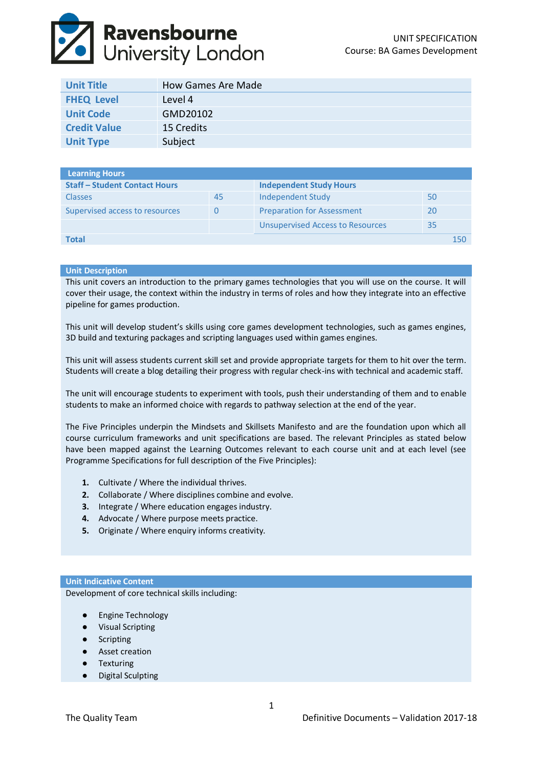UNIT SPECIFICATION
Course: BA Games Development

| Unit Title | How Games Are Made |
|---|---|
| FHEQ Level | Level 4 |
| Unit Code | GMD20102 |
| Credit Value | 15 Credits |
| Unit Type | Subject |

| Learning Hours | | | |
|---|---|---|---|
| **Staff – Student Contact Hours** | | **Independent Study Hours** | |
| Classes | 45 | Independent Study | 50 |
| Supervised access to resources | 0 | Preparation for Assessment | 20 |
| | | Unsupervised Access to Resources | 35 |
| **Total** | | | 150 |

## Unit Description

This unit covers an introduction to the primary games technologies that you will use on the course. It will cover their usage, the context within the industry in terms of roles and how they integrate into an effective pipeline for games production.

This unit will develop student's skills using core games development technologies, such as games engines, 3D build and texturing packages and scripting languages used within games engines.

This unit will assess students current skill set and provide appropriate targets for them to hit over the term. Students will create a blog detailing their progress with regular check-ins with technical and academic staff.

The unit will encourage students to experiment with tools, push their understanding of them and to enable students to make an informed choice with regards to pathway selection at the end of the year.

The Five Principles underpin the Mindsets and Skillsets Manifesto and are the foundation upon which all course curriculum frameworks and unit specifications are based. The relevant Principles as stated below have been mapped against the Learning Outcomes relevant to each course unit and at each level (see Programme Specifications for full description of the Five Principles):

1. Cultivate / Where the individual thrives.
2. Collaborate / Where disciplines combine and evolve.
3. Integrate / Where education engages industry.
4. Advocate / Where purpose meets practice.
5. Originate / Where enquiry informs creativity.

## Unit Indicative Content

Development of core technical skills including:

- Engine Technology
- Visual Scripting
- Scripting
- Asset creation
- Texturing
- Digital Sculpting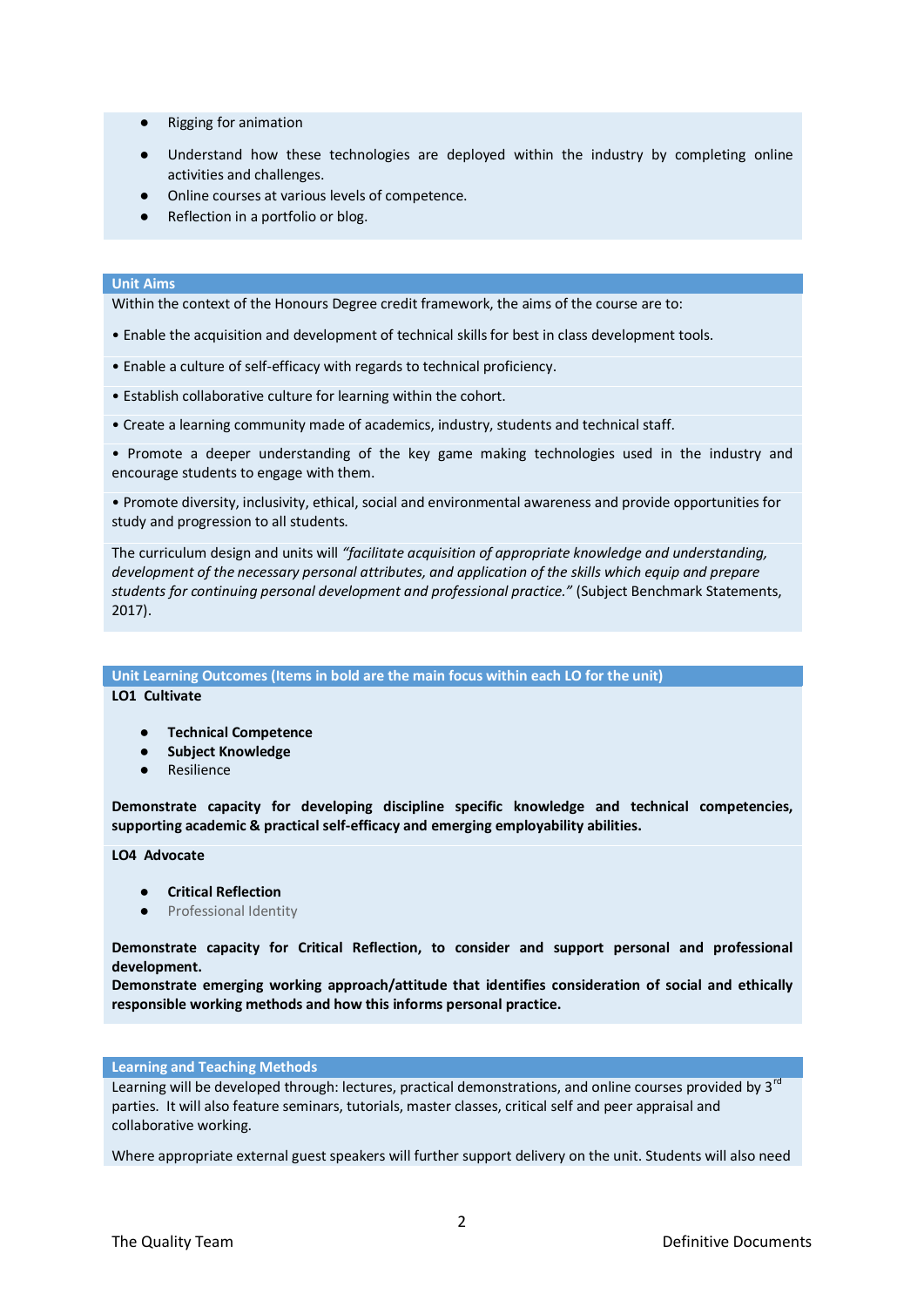- Rigging for animation
- Understand how these technologies are deployed within the industry by completing online activities and challenges.
- Online courses at various levels of competence.
- Reflection in a portfolio or blog.

## Unit Aims

Within the context of the Honours Degree credit framework, the aims of the course are to:

• Enable the acquisition and development of technical skills for best in class development tools.

• Enable a culture of self-efficacy with regards to technical proficiency.

• Establish collaborative culture for learning within the cohort.

• Create a learning community made of academics, industry, students and technical staff.

• Promote a deeper understanding of the key game making technologies used in the industry and encourage students to engage with them.

• Promote diversity, inclusivity, ethical, social and environmental awareness and provide opportunities for study and progression to all students.

The curriculum design and units will *"facilitate acquisition of appropriate knowledge and understanding, development of the necessary personal attributes, and application of the skills which equip and prepare students for continuing personal development and professional practice."* (Subject Benchmark Statements, 2017).

## Unit Learning Outcomes (Items in bold are the main focus within each LO for the unit)

**LO1 Cultivate**

- **Technical Competence**
- **Subject Knowledge**
- Resilience

**Demonstrate capacity for developing discipline specific knowledge and technical competencies, supporting academic & practical self-efficacy and emerging employability abilities.**

**LO4 Advocate**

- **Critical Reflection**
- Professional Identity

**Demonstrate capacity for Critical Reflection, to consider and support personal and professional development.**
**Demonstrate emerging working approach/attitude that identifies consideration of social and ethically responsible working methods and how this informs personal practice.**

## Learning and Teaching Methods

Learning will be developed through: lectures, practical demonstrations, and online courses provided by 3rd parties. It will also feature seminars, tutorials, master classes, critical self and peer appraisal and collaborative working.

Where appropriate external guest speakers will further support delivery on the unit. Students will also need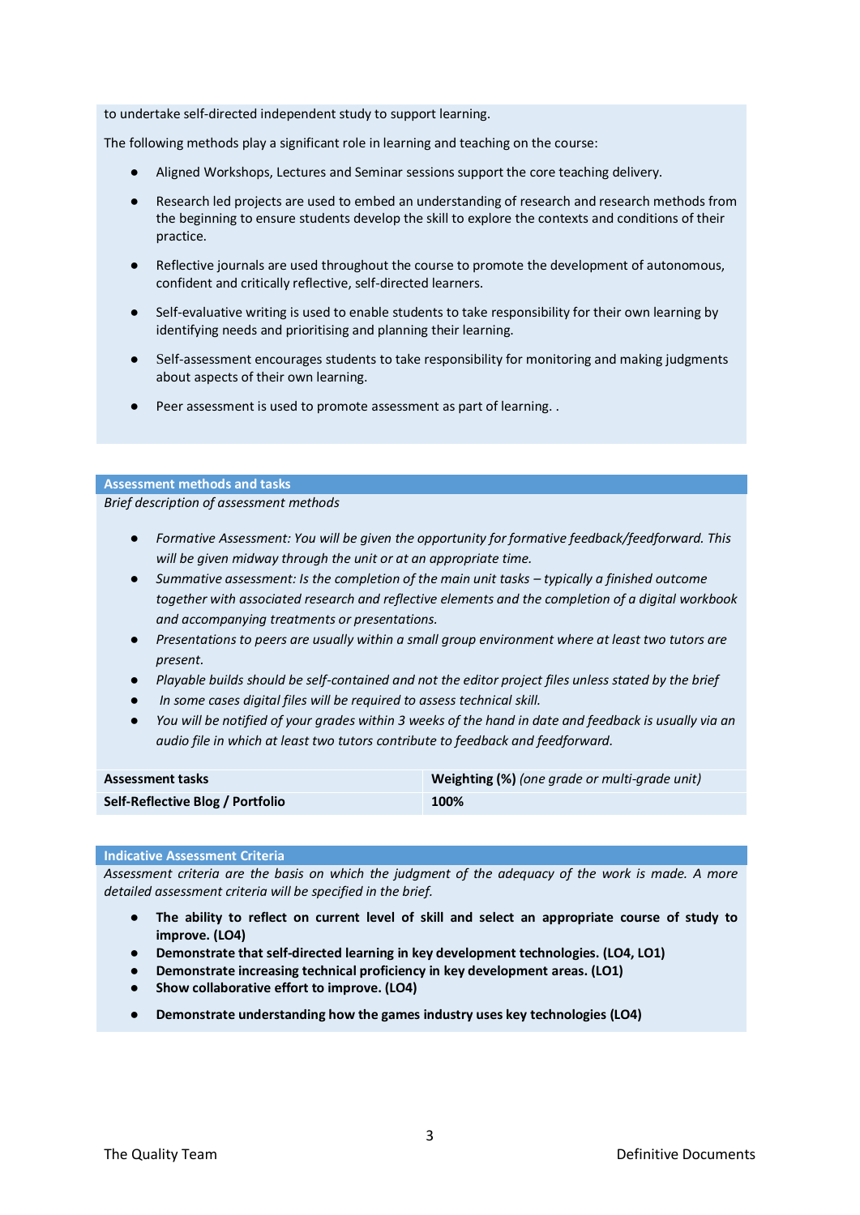to undertake self-directed independent study to support learning.

The following methods play a significant role in learning and teaching on the course:

- Aligned Workshops, Lectures and Seminar sessions support the core teaching delivery.
- Research led projects are used to embed an understanding of research and research methods from the beginning to ensure students develop the skill to explore the contexts and conditions of their practice.
- Reflective journals are used throughout the course to promote the development of autonomous, confident and critically reflective, self-directed learners.
- Self-evaluative writing is used to enable students to take responsibility for their own learning by identifying needs and prioritising and planning their learning.
- Self-assessment encourages students to take responsibility for monitoring and making judgments about aspects of their own learning.
- Peer assessment is used to promote assessment as part of learning. .

## Assessment methods and tasks

*Brief description of assessment methods*

- *Formative Assessment: You will be given the opportunity for formative feedback/feedforward. This will be given midway through the unit or at an appropriate time.*
- *Summative assessment: Is the completion of the main unit tasks – typically a finished outcome together with associated research and reflective elements and the completion of a digital workbook and accompanying treatments or presentations.*
- *Presentations to peers are usually within a small group environment where at least two tutors are present.*
- *Playable builds should be self-contained and not the editor project files unless stated by the brief*
- *In some cases digital files will be required to assess technical skill.*
- *You will be notified of your grades within 3 weeks of the hand in date and feedback is usually via an audio file in which at least two tutors contribute to feedback and feedforward.*

| Assessment tasks | Weighting (%) *(one grade or multi-grade unit)* |
|---|---|
| **Self-Reflective Blog / Portfolio** | **100%** |

## Indicative Assessment Criteria

*Assessment criteria are the basis on which the judgment of the adequacy of the work is made. A more detailed assessment criteria will be specified in the brief.*

- **The ability to reflect on current level of skill and select an appropriate course of study to improve. (LO4)**
- **Demonstrate that self-directed learning in key development technologies. (LO4, LO1)**
- **Demonstrate increasing technical proficiency in key development areas. (LO1)**
- **Show collaborative effort to improve. (LO4)**
- **Demonstrate understanding how the games industry uses key technologies (LO4)**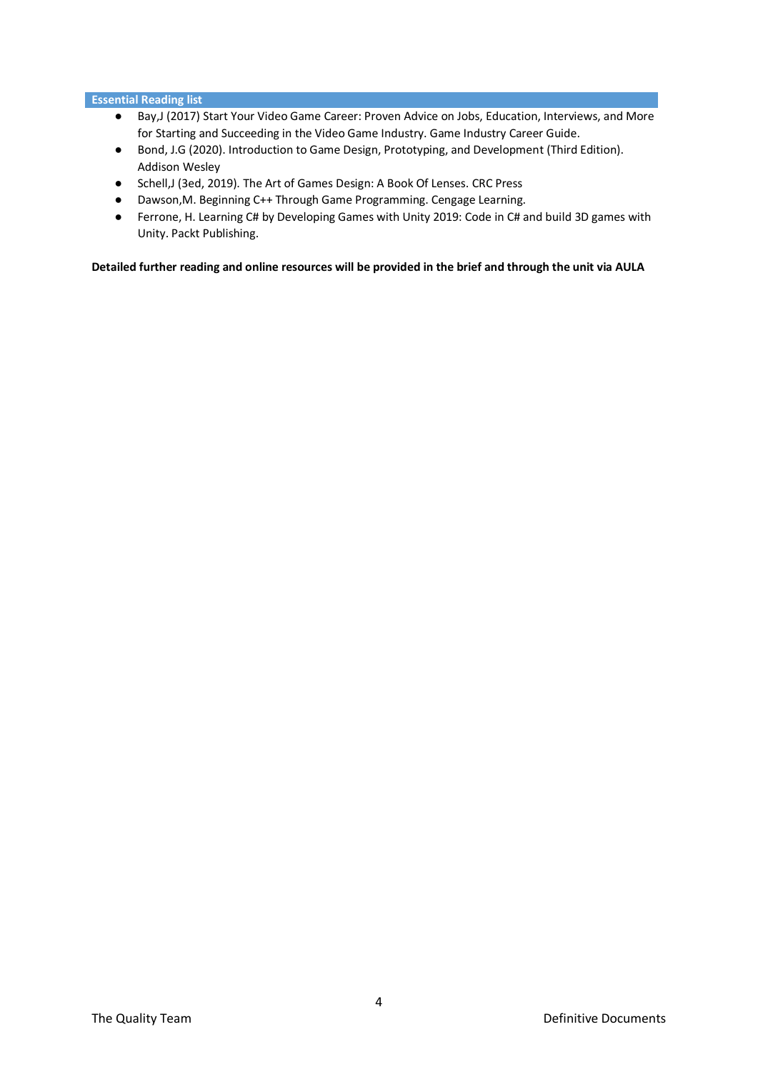## Essential Reading list

- Bay,J (2017) Start Your Video Game Career: Proven Advice on Jobs, Education, Interviews, and More for Starting and Succeeding in the Video Game Industry. Game Industry Career Guide.
- Bond, J.G (2020). Introduction to Game Design, Prototyping, and Development (Third Edition). Addison Wesley
- Schell,J (3ed, 2019). The Art of Games Design: A Book Of Lenses. CRC Press
- Dawson,M. Beginning C++ Through Game Programming. Cengage Learning.
- Ferrone, H. Learning C# by Developing Games with Unity 2019: Code in C# and build 3D games with Unity. Packt Publishing.

**Detailed further reading and online resources will be provided in the brief and through the unit via AULA**